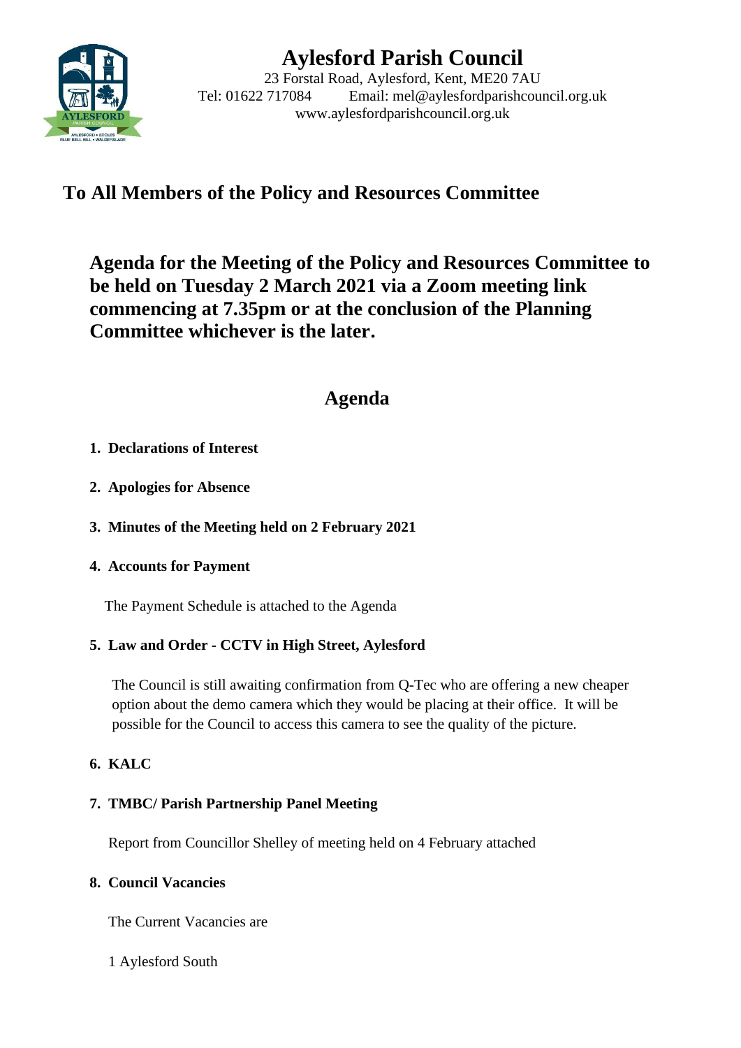# Aylesford Parish Council

23 Forstal Road, Aylesford, Kent, ME20 7AU
Tel: 01622 717084 Email: mel@aylesfordparishcouncil.org.uk
www.aylesfordparishcouncil.org.uk

## To All Members of the Policy and Resources Committee

## Agenda for the Meeting of the Policy and Resources Committee to be held on Tuesday 2 March 2021 via a Zoom meeting link commencing at 7.35pm or at the conclusion of the Planning Committee whichever is the later.

## Agenda

1. **Declarations of Interest**

2. **Apologies for Absence**

3. **Minutes of the Meeting held on 2 February 2021**

4. **Accounts for Payment**

   The Payment Schedule is attached to the Agenda

5. **Law and Order - CCTV in High Street, Aylesford**

   The Council is still awaiting confirmation from Q-Tec who are offering a new cheaper option about the demo camera which they would be placing at their office. It will be possible for the Council to access this camera to see the quality of the picture.

6. **KALC**

7. **TMBC/ Parish Partnership Panel Meeting**

   Report from Councillor Shelley of meeting held on 4 February attached

8. **Council Vacancies**

   The Current Vacancies are

   1 Aylesford South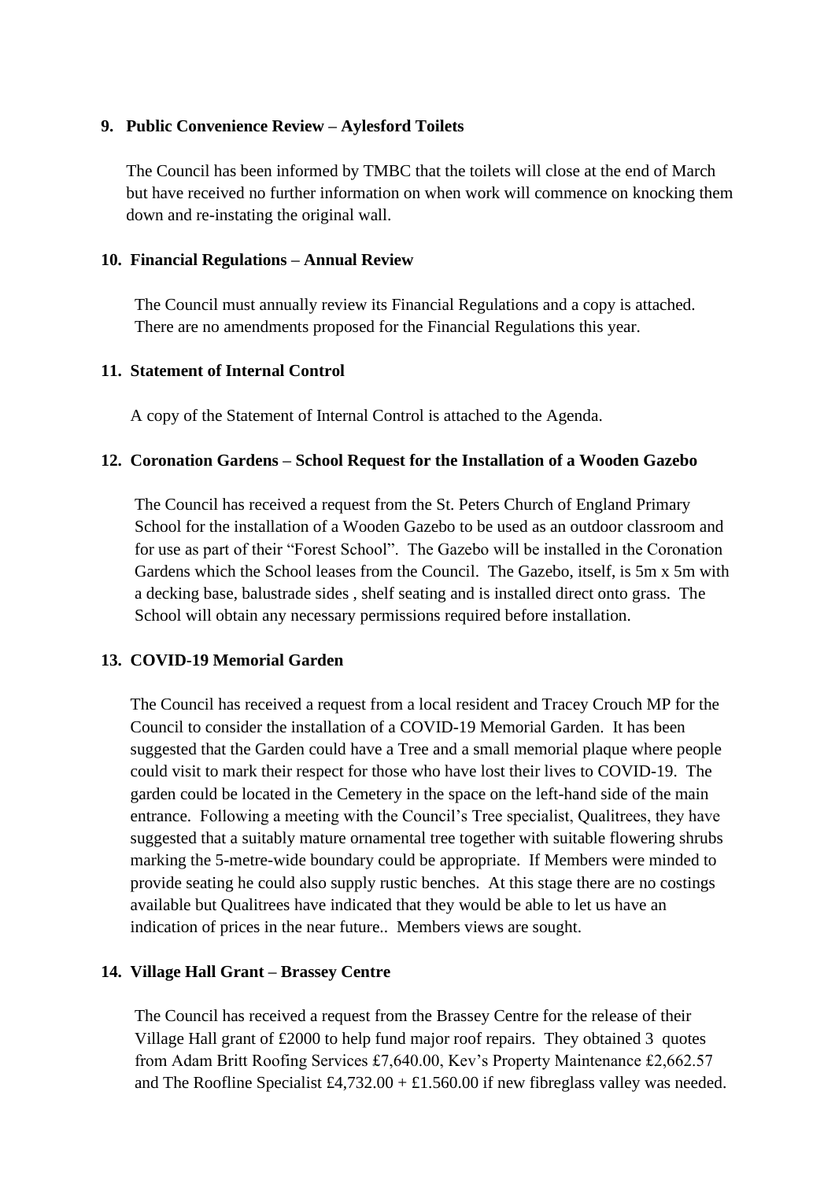**9. Public Convenience Review – Aylesford Toilets**

The Council has been informed by TMBC that the toilets will close at the end of March but have received no further information on when work will commence on knocking them down and re-instating the original wall.

**10. Financial Regulations – Annual Review**

The Council must annually review its Financial Regulations and a copy is attached. There are no amendments proposed for the Financial Regulations this year.

**11. Statement of Internal Control**

A copy of the Statement of Internal Control is attached to the Agenda.

**12. Coronation Gardens – School Request for the Installation of a Wooden Gazebo**

The Council has received a request from the St. Peters Church of England Primary School for the installation of a Wooden Gazebo to be used as an outdoor classroom and for use as part of their "Forest School". The Gazebo will be installed in the Coronation Gardens which the School leases from the Council. The Gazebo, itself, is 5m x 5m with a decking base, balustrade sides , shelf seating and is installed direct onto grass. The School will obtain any necessary permissions required before installation.

**13. COVID-19 Memorial Garden**

The Council has received a request from a local resident and Tracey Crouch MP for the Council to consider the installation of a COVID-19 Memorial Garden. It has been suggested that the Garden could have a Tree and a small memorial plaque where people could visit to mark their respect for those who have lost their lives to COVID-19. The garden could be located in the Cemetery in the space on the left-hand side of the main entrance. Following a meeting with the Council's Tree specialist, Qualitrees, they have suggested that a suitably mature ornamental tree together with suitable flowering shrubs marking the 5-metre-wide boundary could be appropriate. If Members were minded to provide seating he could also supply rustic benches. At this stage there are no costings available but Qualitrees have indicated that they would be able to let us have an indication of prices in the near future.. Members views are sought.

**14. Village Hall Grant – Brassey Centre**

The Council has received a request from the Brassey Centre for the release of their Village Hall grant of £2000 to help fund major roof repairs. They obtained 3 quotes from Adam Britt Roofing Services £7,640.00, Kev's Property Maintenance £2,662.57 and The Roofline Specialist £4,732.00 + £1.560.00 if new fibreglass valley was needed.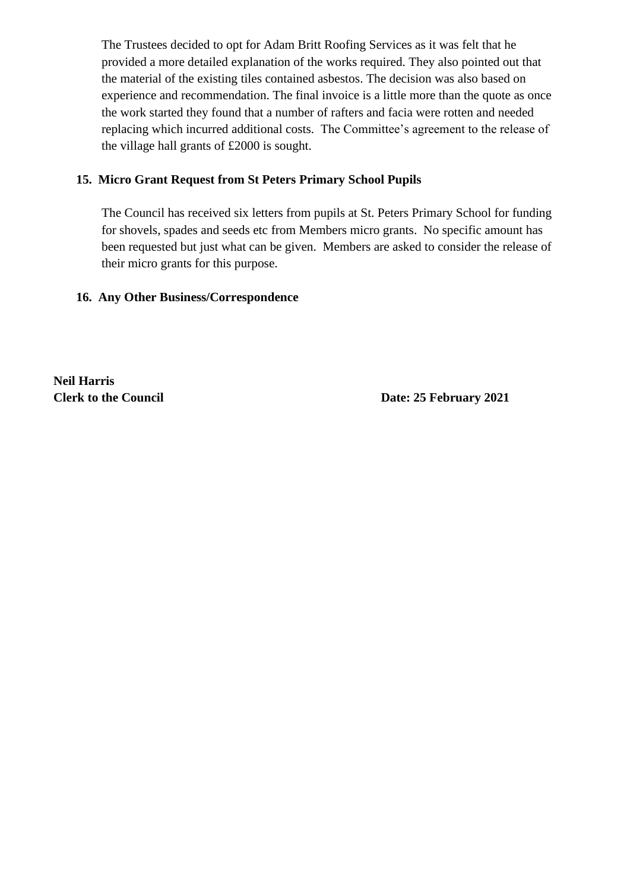The Trustees decided to opt for Adam Britt Roofing Services as it was felt that he provided a more detailed explanation of the works required. They also pointed out that the material of the existing tiles contained asbestos. The decision was also based on experience and recommendation. The final invoice is a little more than the quote as once the work started they found that a number of rafters and facia were rotten and needed replacing which incurred additional costs. The Committee's agreement to the release of the village hall grants of £2000 is sought.

## 15. Micro Grant Request from St Peters Primary School Pupils

The Council has received six letters from pupils at St. Peters Primary School for funding for shovels, spades and seeds etc from Members micro grants. No specific amount has been requested but just what can be given. Members are asked to consider the release of their micro grants for this purpose.

## 16. Any Other Business/Correspondence

**Neil Harris**
**Clerk to the Council** **Date: 25 February 2021**